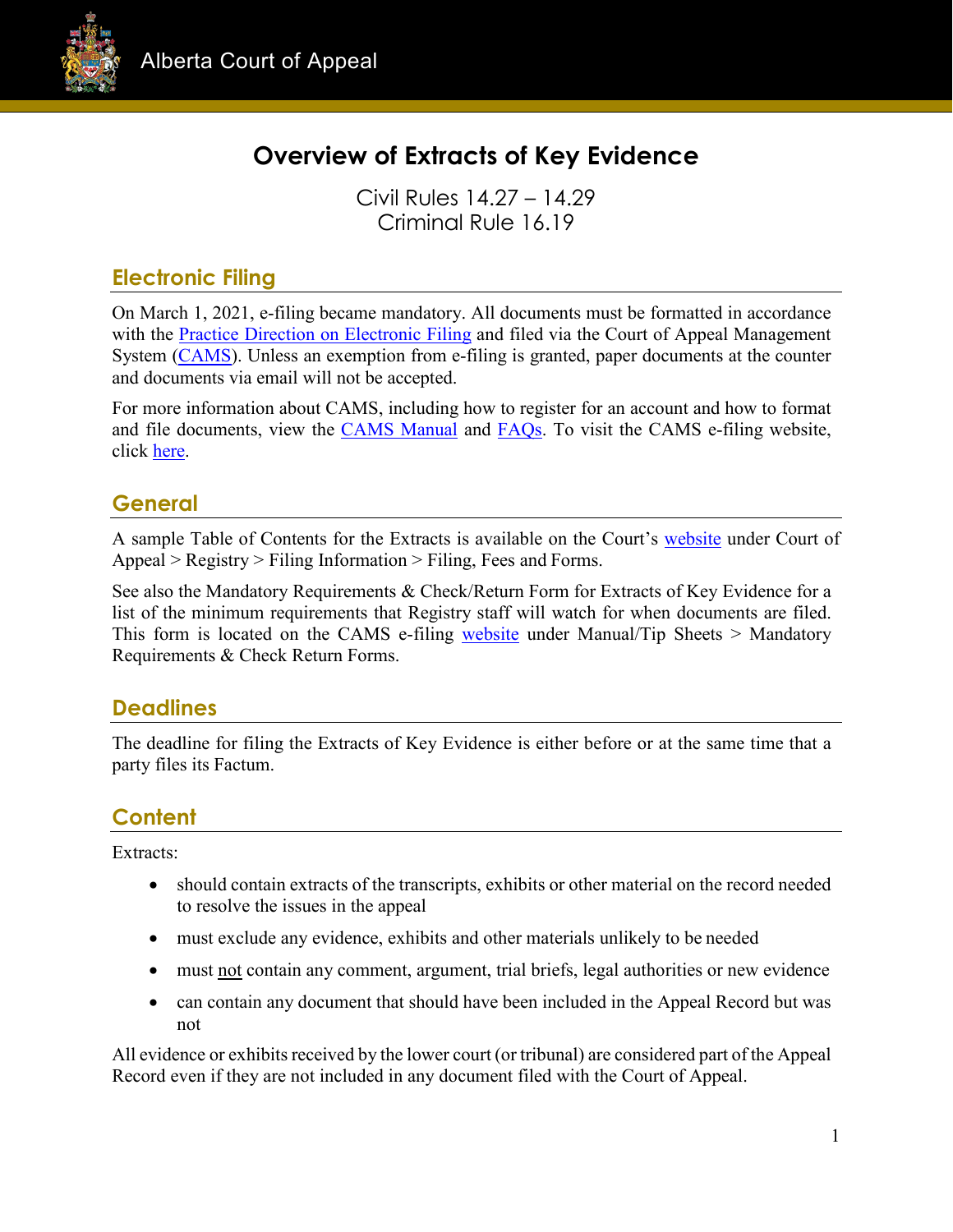Alberta Court of Appeal

# Overview of Extracts of Key Evidence

Civil Rules 14.27 – 14.29
Criminal Rule 16.19

## Electronic Filing

On March 1, 2021, e-filing became mandatory. All documents must be formatted in accordance with the Practice Direction on Electronic Filing and filed via the Court of Appeal Management System (CAMS). Unless an exemption from e-filing is granted, paper documents at the counter and documents via email will not be accepted.

For more information about CAMS, including how to register for an account and how to format and file documents, view the CAMS Manual and FAQs. To visit the CAMS e-filing website, click here.

## General

A sample Table of Contents for the Extracts is available on the Court's website under Court of Appeal > Registry > Filing Information > Filing, Fees and Forms.

See also the Mandatory Requirements & Check/Return Form for Extracts of Key Evidence for a list of the minimum requirements that Registry staff will watch for when documents are filed. This form is located on the CAMS e-filing website under Manual/Tip Sheets > Mandatory Requirements & Check Return Forms.

## Deadlines

The deadline for filing the Extracts of Key Evidence is either before or at the same time that a party files its Factum.

## Content

Extracts:

- should contain extracts of the transcripts, exhibits or other material on the record needed to resolve the issues in the appeal
- must exclude any evidence, exhibits and other materials unlikely to be needed
- must not contain any comment, argument, trial briefs, legal authorities or new evidence
- can contain any document that should have been included in the Appeal Record but was not

All evidence or exhibits received by the lower court (or tribunal) are considered part of the Appeal Record even if they are not included in any document filed with the Court of Appeal.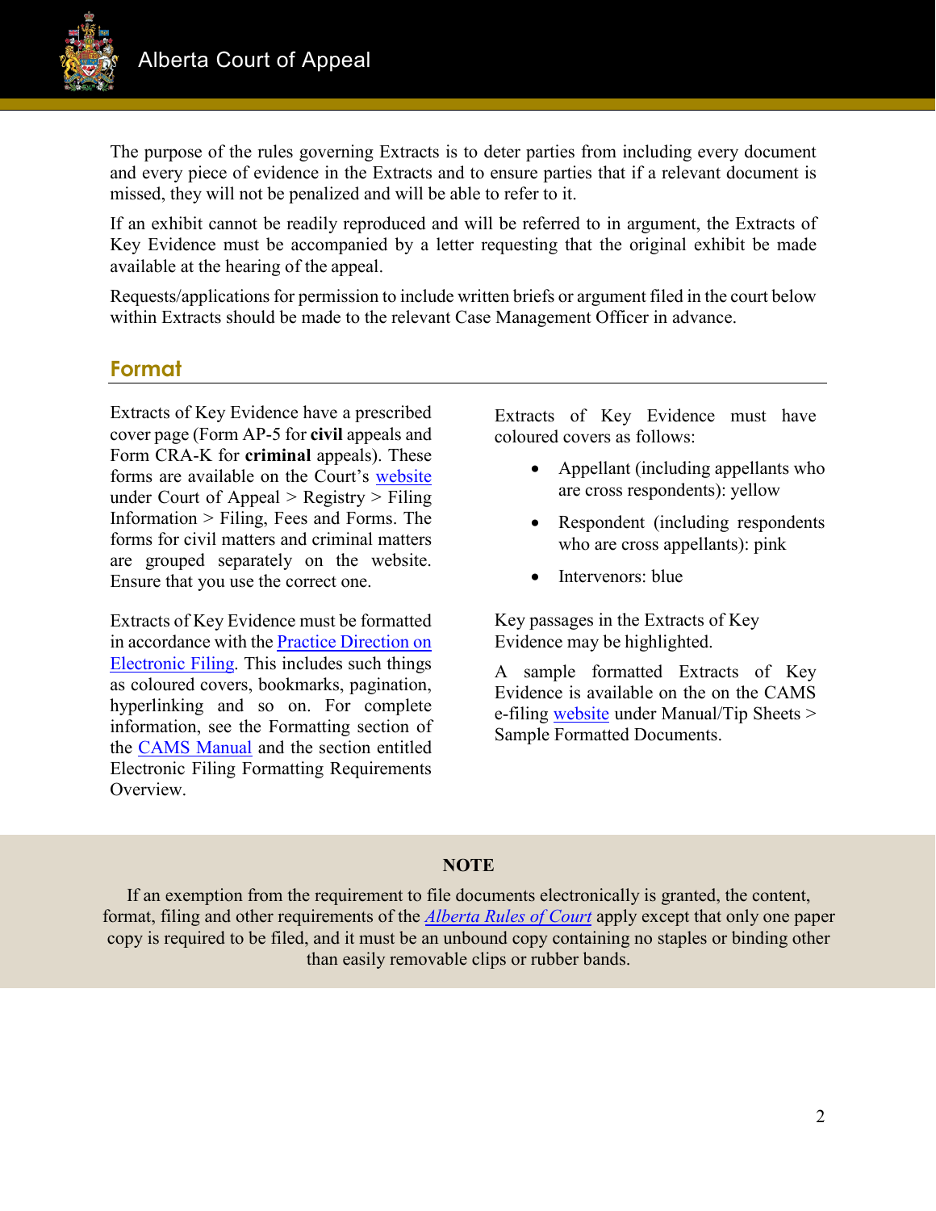The purpose of the rules governing Extracts is to deter parties from including every document and every piece of evidence in the Extracts and to ensure parties that if a relevant document is missed, they will not be penalized and will be able to refer to it.

If an exhibit cannot be readily reproduced and will be referred to in argument, the Extracts of Key Evidence must be accompanied by a letter requesting that the original exhibit be made available at the hearing of the appeal.

Requests/applications for permission to include written briefs or argument filed in the court below within Extracts should be made to the relevant Case Management Officer in advance.

## Format

Extracts of Key Evidence have a prescribed cover page (Form AP-5 for **civil** appeals and Form CRA-K for **criminal** appeals). These forms are available on the Court's website under Court of Appeal > Registry > Filing Information > Filing, Fees and Forms. The forms for civil matters and criminal matters are grouped separately on the website. Ensure that you use the correct one.

Extracts of Key Evidence must be formatted in accordance with the Practice Direction on Electronic Filing. This includes such things as coloured covers, bookmarks, pagination, hyperlinking and so on. For complete information, see the Formatting section of the CAMS Manual and the section entitled Electronic Filing Formatting Requirements Overview.

Extracts of Key Evidence must have coloured covers as follows:

- Appellant (including appellants who are cross respondents): yellow
- Respondent (including respondents who are cross appellants): pink
- Intervenors: blue

Key passages in the Extracts of Key Evidence may be highlighted.

A sample formatted Extracts of Key Evidence is available on the on the CAMS e-filing website under Manual/Tip Sheets > Sample Formatted Documents.

**NOTE**

If an exemption from the requirement to file documents electronically is granted, the content, format, filing and other requirements of the *Alberta Rules of Court* apply except that only one paper copy is required to be filed, and it must be an unbound copy containing no staples or binding other than easily removable clips or rubber bands.